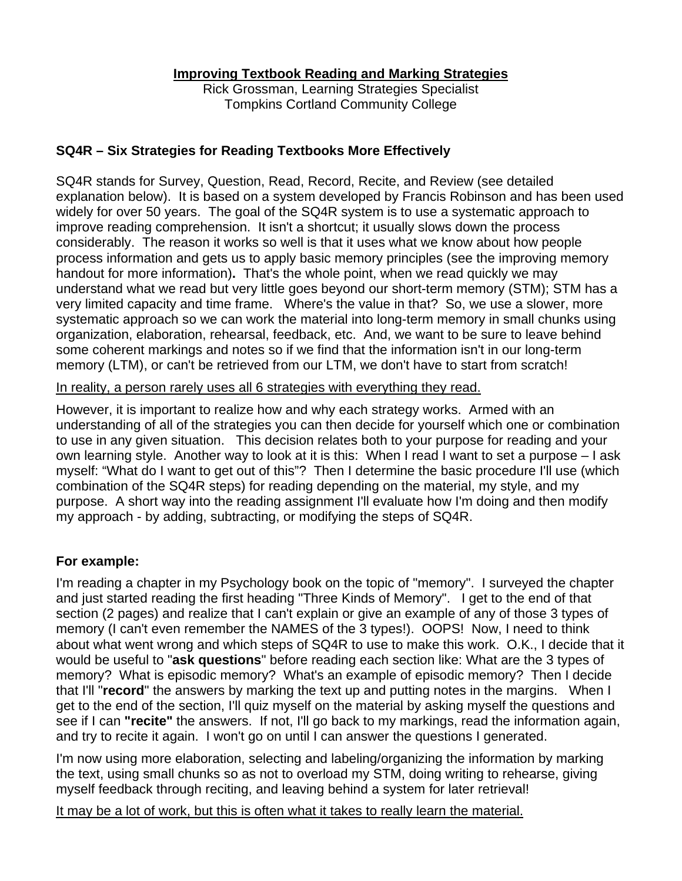# Improving Textbook Reading and Marking Strategies

Rick Grossman, Learning Strategies Specialist
Tompkins Cortland Community College

## SQ4R – Six Strategies for Reading Textbooks More Effectively

SQ4R stands for Survey, Question, Read, Record, Recite, and Review (see detailed explanation below). It is based on a system developed by Francis Robinson and has been used widely for over 50 years. The goal of the SQ4R system is to use a systematic approach to improve reading comprehension. It isn't a shortcut; it usually slows down the process considerably. The reason it works so well is that it uses what we know about how people process information and gets us to apply basic memory principles (see the improving memory handout for more information)**.** That's the whole point, when we read quickly we may understand what we read but very little goes beyond our short-term memory (STM); STM has a very limited capacity and time frame. Where's the value in that? So, we use a slower, more systematic approach so we can work the material into long-term memory in small chunks using organization, elaboration, rehearsal, feedback, etc. And, we want to be sure to leave behind some coherent markings and notes so if we find that the information isn't in our long-term memory (LTM), or can't be retrieved from our LTM, we don't have to start from scratch!

<u>In reality, a person rarely uses all 6 strategies with everything they read.</u>

However, it is important to realize how and why each strategy works. Armed with an understanding of all of the strategies you can then decide for yourself which one or combination to use in any given situation. This decision relates both to your purpose for reading and your own learning style. Another way to look at it is this: When I read I want to set a purpose – I ask myself: "What do I want to get out of this"? Then I determine the basic procedure I'll use (which combination of the SQ4R steps) for reading depending on the material, my style, and my purpose. A short way into the reading assignment I'll evaluate how I'm doing and then modify my approach - by adding, subtracting, or modifying the steps of SQ4R.

### For example:

I'm reading a chapter in my Psychology book on the topic of "memory". I surveyed the chapter and just started reading the first heading "Three Kinds of Memory". I get to the end of that section (2 pages) and realize that I can't explain or give an example of any of those 3 types of memory (I can't even remember the NAMES of the 3 types!). OOPS! Now, I need to think about what went wrong and which steps of SQ4R to use to make this work. O.K., I decide that it would be useful to "**ask questions**" before reading each section like: What are the 3 types of memory? What is episodic memory? What's an example of episodic memory? Then I decide that I'll "**record**" the answers by marking the text up and putting notes in the margins. When I get to the end of the section, I'll quiz myself on the material by asking myself the questions and see if I can **"recite"** the answers. If not, I'll go back to my markings, read the information again, and try to recite it again. I won't go on until I can answer the questions I generated.

I'm now using more elaboration, selecting and labeling/organizing the information by marking the text, using small chunks so as not to overload my STM, doing writing to rehearse, giving myself feedback through reciting, and leaving behind a system for later retrieval!

<u>It may be a lot of work, but this is often what it takes to really learn the material.</u>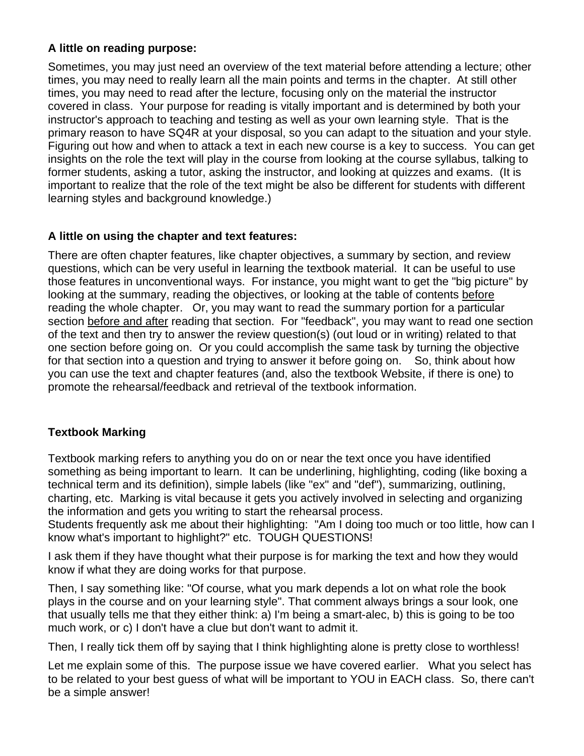**A little on reading purpose:**

Sometimes, you may just need an overview of the text material before attending a lecture; other times, you may need to really learn all the main points and terms in the chapter. At still other times, you may need to read after the lecture, focusing only on the material the instructor covered in class. Your purpose for reading is vitally important and is determined by both your instructor's approach to teaching and testing as well as your own learning style. That is the primary reason to have SQ4R at your disposal, so you can adapt to the situation and your style. Figuring out how and when to attack a text in each new course is a key to success. You can get insights on the role the text will play in the course from looking at the course syllabus, talking to former students, asking a tutor, asking the instructor, and looking at quizzes and exams. (It is important to realize that the role of the text might be also be different for students with different learning styles and background knowledge.)

**A little on using the chapter and text features:**

There are often chapter features, like chapter objectives, a summary by section, and review questions, which can be very useful in learning the textbook material. It can be useful to use those features in unconventional ways. For instance, you might want to get the "big picture" by looking at the summary, reading the objectives, or looking at the table of contents <u>before</u> reading the whole chapter. Or, you may want to read the summary portion for a particular section <u>before and after</u> reading that section. For "feedback", you may want to read one section of the text and then try to answer the review question(s) (out loud or in writing) related to that one section before going on. Or you could accomplish the same task by turning the objective for that section into a question and trying to answer it before going on. So, think about how you can use the text and chapter features (and, also the textbook Website, if there is one) to promote the rehearsal/feedback and retrieval of the textbook information.

**Textbook Marking**

Textbook marking refers to anything you do on or near the text once you have identified something as being important to learn. It can be underlining, highlighting, coding (like boxing a technical term and its definition), simple labels (like "ex" and "def"), summarizing, outlining, charting, etc. Marking is vital because it gets you actively involved in selecting and organizing the information and gets you writing to start the rehearsal process.
Students frequently ask me about their highlighting: "Am I doing too much or too little, how can I know what's important to highlight?" etc. TOUGH QUESTIONS!

I ask them if they have thought what their purpose is for marking the text and how they would know if what they are doing works for that purpose.

Then, I say something like: "Of course, what you mark depends a lot on what role the book plays in the course and on your learning style". That comment always brings a sour look, one that usually tells me that they either think: a) I'm being a smart-alec, b) this is going to be too much work, or c) I don't have a clue but don't want to admit it.

Then, I really tick them off by saying that I think highlighting alone is pretty close to worthless!

Let me explain some of this. The purpose issue we have covered earlier. What you select has to be related to your best guess of what will be important to YOU in EACH class. So, there can't be a simple answer!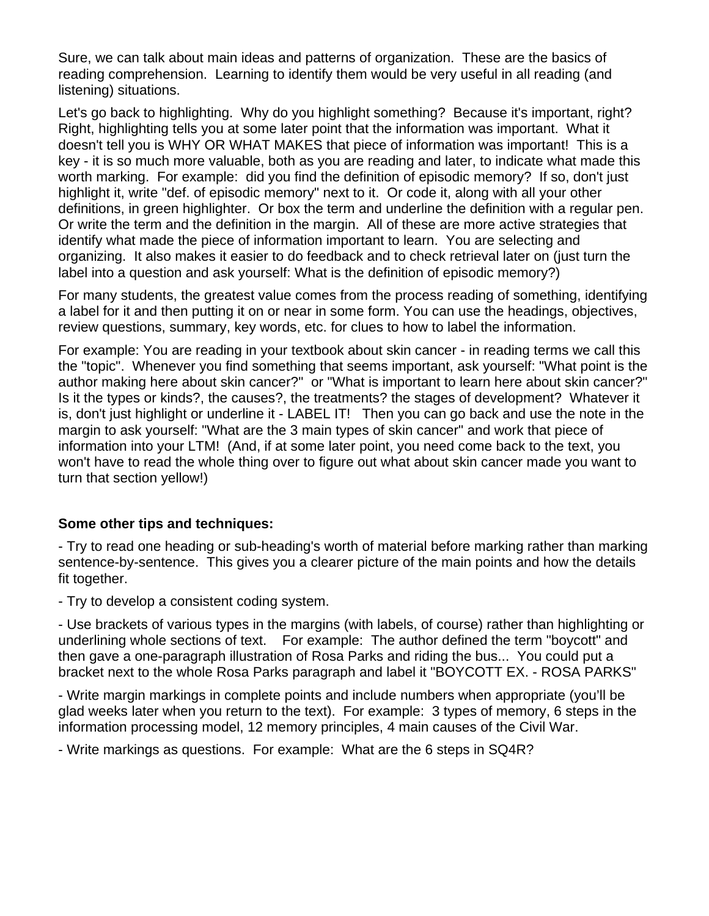Sure, we can talk about main ideas and patterns of organization. These are the basics of reading comprehension. Learning to identify them would be very useful in all reading (and listening) situations.

Let's go back to highlighting. Why do you highlight something? Because it's important, right? Right, highlighting tells you at some later point that the information was important. What it doesn't tell you is WHY OR WHAT MAKES that piece of information was important! This is a key - it is so much more valuable, both as you are reading and later, to indicate what made this worth marking. For example: did you find the definition of episodic memory? If so, don't just highlight it, write "def. of episodic memory" next to it. Or code it, along with all your other definitions, in green highlighter. Or box the term and underline the definition with a regular pen. Or write the term and the definition in the margin. All of these are more active strategies that identify what made the piece of information important to learn. You are selecting and organizing. It also makes it easier to do feedback and to check retrieval later on (just turn the label into a question and ask yourself: What is the definition of episodic memory?)

For many students, the greatest value comes from the process reading of something, identifying a label for it and then putting it on or near in some form. You can use the headings, objectives, review questions, summary, key words, etc. for clues to how to label the information.

For example: You are reading in your textbook about skin cancer - in reading terms we call this the "topic". Whenever you find something that seems important, ask yourself: "What point is the author making here about skin cancer?" or "What is important to learn here about skin cancer?" Is it the types or kinds?, the causes?, the treatments? the stages of development? Whatever it is, don't just highlight or underline it - LABEL IT! Then you can go back and use the note in the margin to ask yourself: "What are the 3 main types of skin cancer" and work that piece of information into your LTM! (And, if at some later point, you need come back to the text, you won't have to read the whole thing over to figure out what about skin cancer made you want to turn that section yellow!)

**Some other tips and techniques:**

- Try to read one heading or sub-heading's worth of material before marking rather than marking sentence-by-sentence. This gives you a clearer picture of the main points and how the details fit together.

- Try to develop a consistent coding system.

- Use brackets of various types in the margins (with labels, of course) rather than highlighting or underlining whole sections of text. For example: The author defined the term "boycott" and then gave a one-paragraph illustration of Rosa Parks and riding the bus... You could put a bracket next to the whole Rosa Parks paragraph and label it "BOYCOTT EX. - ROSA PARKS"

- Write margin markings in complete points and include numbers when appropriate (you'll be glad weeks later when you return to the text). For example: 3 types of memory, 6 steps in the information processing model, 12 memory principles, 4 main causes of the Civil War.

- Write markings as questions. For example: What are the 6 steps in SQ4R?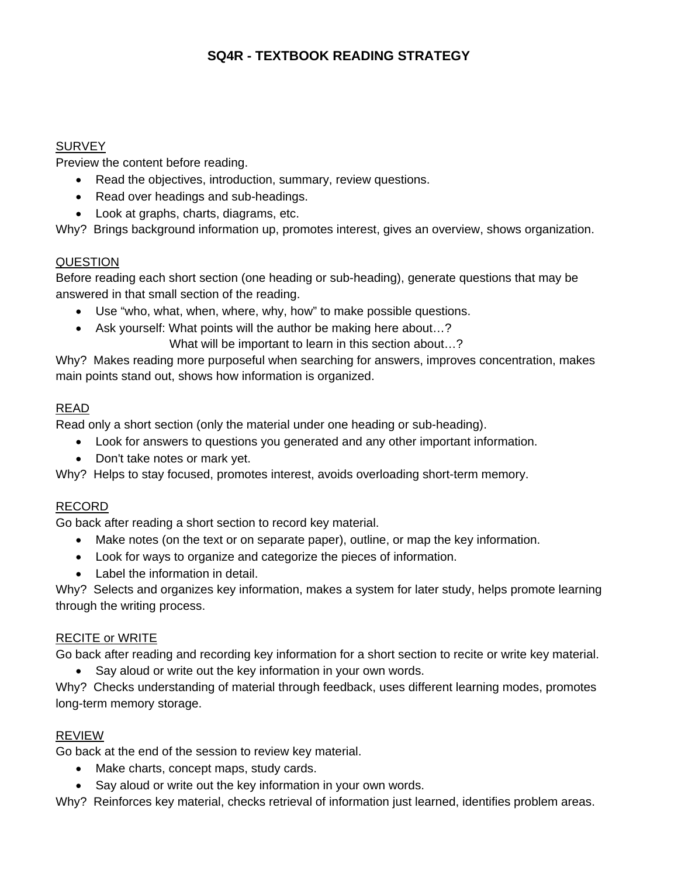# SQ4R - TEXTBOOK READING STRATEGY

## SURVEY

Preview the content before reading.

- Read the objectives, introduction, summary, review questions.
- Read over headings and sub-headings.
- Look at graphs, charts, diagrams, etc.

Why? Brings background information up, promotes interest, gives an overview, shows organization.

## QUESTION

Before reading each short section (one heading or sub-heading), generate questions that may be answered in that small section of the reading.

- Use "who, what, when, where, why, how" to make possible questions.
- Ask yourself: What points will the author be making here about…?
  What will be important to learn in this section about…?

Why? Makes reading more purposeful when searching for answers, improves concentration, makes main points stand out, shows how information is organized.

## READ

Read only a short section (only the material under one heading or sub-heading).

- Look for answers to questions you generated and any other important information.
- Don't take notes or mark yet.

Why? Helps to stay focused, promotes interest, avoids overloading short-term memory.

## RECORD

Go back after reading a short section to record key material.

- Make notes (on the text or on separate paper), outline, or map the key information.
- Look for ways to organize and categorize the pieces of information.
- Label the information in detail.

Why? Selects and organizes key information, makes a system for later study, helps promote learning through the writing process.

## RECITE or WRITE

Go back after reading and recording key information for a short section to recite or write key material.

- Say aloud or write out the key information in your own words.

Why? Checks understanding of material through feedback, uses different learning modes, promotes long-term memory storage.

## REVIEW

Go back at the end of the session to review key material.

- Make charts, concept maps, study cards.
- Say aloud or write out the key information in your own words.

Why? Reinforces key material, checks retrieval of information just learned, identifies problem areas.